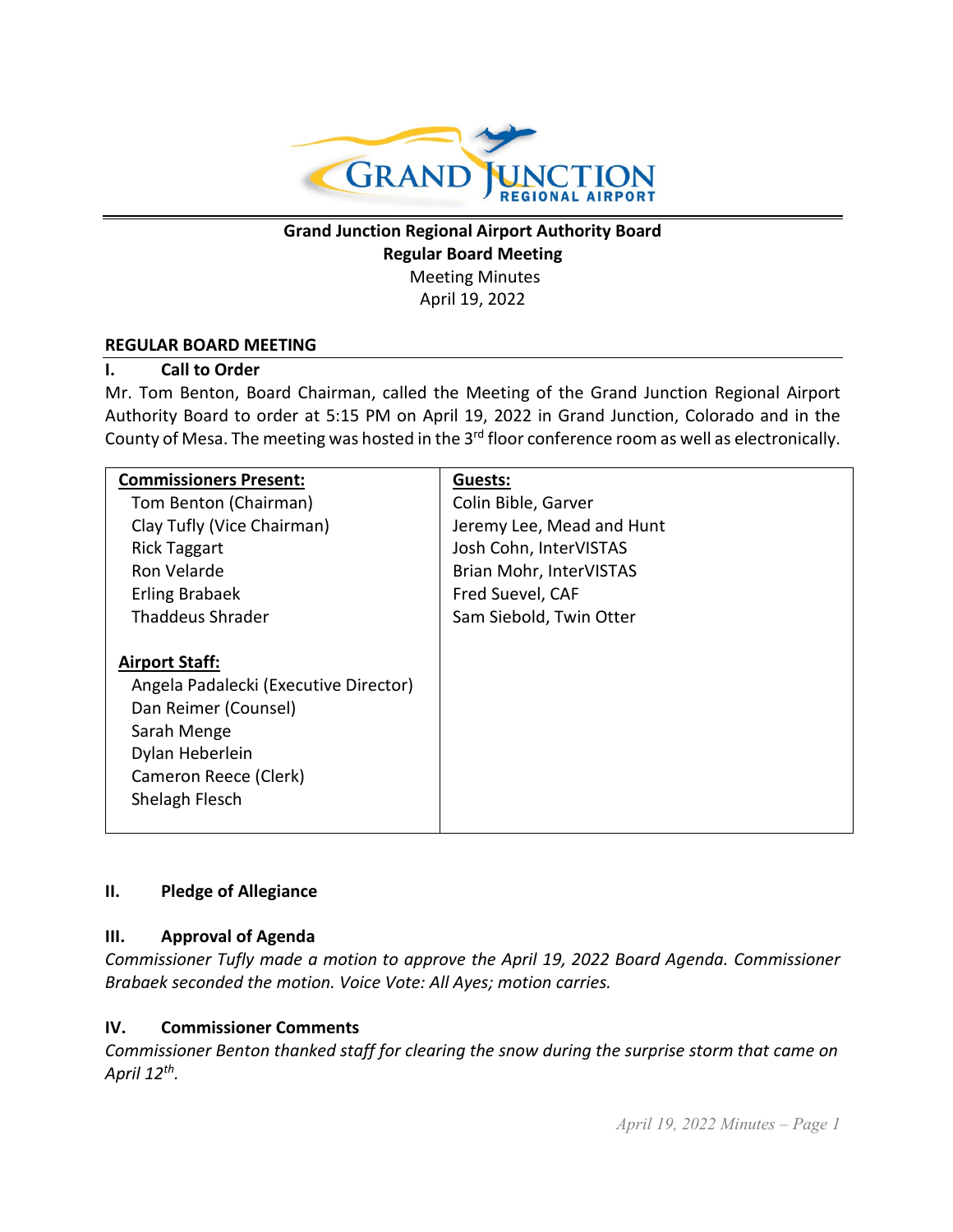**Grand Junction Regional Airport Authority Board**
**Regular Board Meeting**
Meeting Minutes
April 19, 2022

## REGULAR BOARD MEETING

### I. Call to Order

Mr. Tom Benton, Board Chairman, called the Meeting of the Grand Junction Regional Airport Authority Board to order at 5:15 PM on April 19, 2022 in Grand Junction, Colorado and in the County of Mesa. The meeting was hosted in the 3rd floor conference room as well as electronically.

| **Commissioners Present:** | **Guests:** |
|---|---|
| Tom Benton (Chairman) | Colin Bible, Garver |
| Clay Tufly (Vice Chairman) | Jeremy Lee, Mead and Hunt |
| Rick Taggart | Josh Cohn, InterVISTAS |
| Ron Velarde | Brian Mohr, InterVISTAS |
| Erling Brabaek | Fred Suevel, CAF |
| Thaddeus Shrader | Sam Siebold, Twin Otter |
| | |
| **Airport Staff:** | |
| Angela Padalecki (Executive Director) | |
| Dan Reimer (Counsel) | |
| Sarah Menge | |
| Dylan Heberlein | |
| Cameron Reece (Clerk) | |
| Shelagh Flesch | |

### II. Pledge of Allegiance

### III. Approval of Agenda

*Commissioner Tufly made a motion to approve the April 19, 2022 Board Agenda. Commissioner Brabaek seconded the motion. Voice Vote: All Ayes; motion carries.*

### IV. Commissioner Comments

*Commissioner Benton thanked staff for clearing the snow during the surprise storm that came on April 12th.*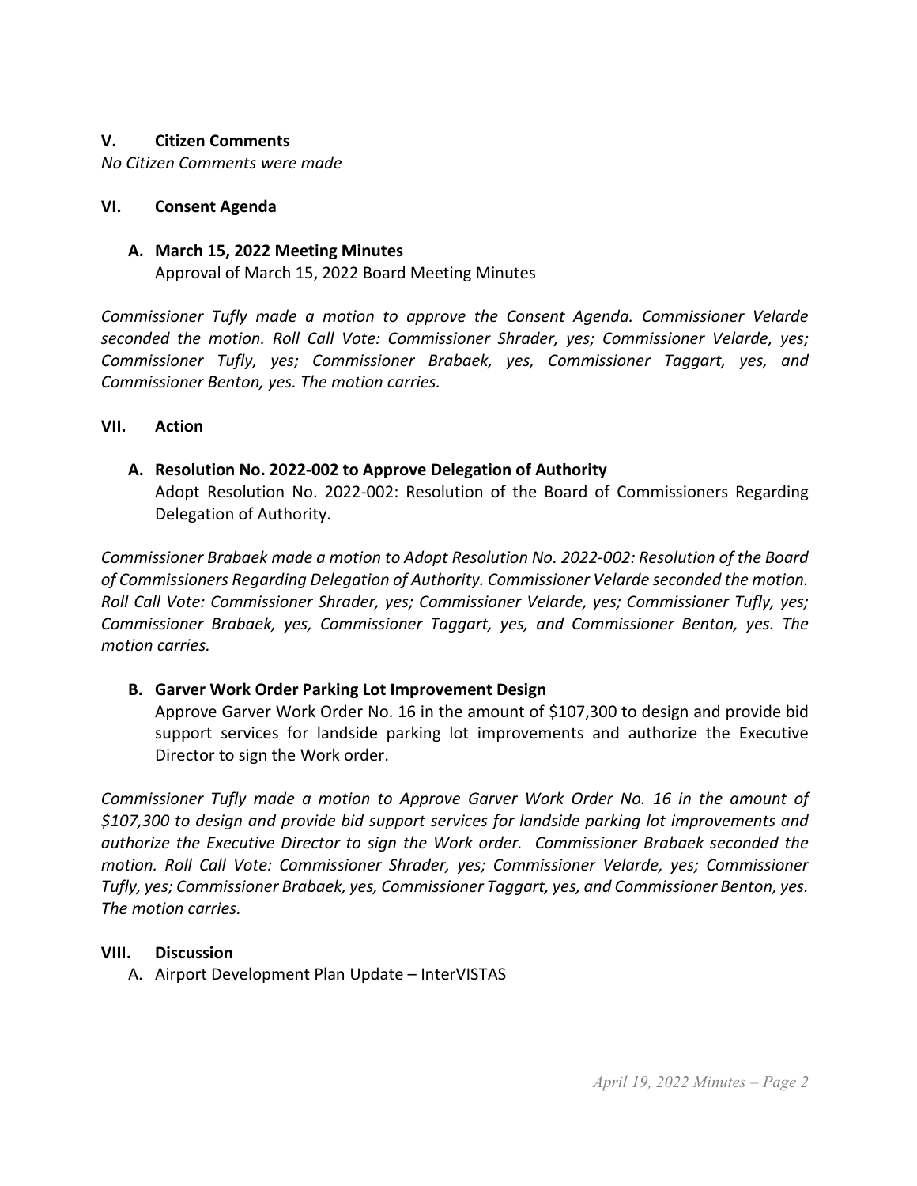## V. Citizen Comments

*No Citizen Comments were made*

## VI. Consent Agenda

### A. March 15, 2022 Meeting Minutes

Approval of March 15, 2022 Board Meeting Minutes

*Commissioner Tufly made a motion to approve the Consent Agenda. Commissioner Velarde seconded the motion. Roll Call Vote: Commissioner Shrader, yes; Commissioner Velarde, yes; Commissioner Tufly, yes; Commissioner Brabaek, yes, Commissioner Taggart, yes, and Commissioner Benton, yes. The motion carries.*

## VII. Action

### A. Resolution No. 2022-002 to Approve Delegation of Authority

Adopt Resolution No. 2022-002: Resolution of the Board of Commissioners Regarding Delegation of Authority.

*Commissioner Brabaek made a motion to Adopt Resolution No. 2022-002: Resolution of the Board of Commissioners Regarding Delegation of Authority. Commissioner Velarde seconded the motion. Roll Call Vote: Commissioner Shrader, yes; Commissioner Velarde, yes; Commissioner Tufly, yes; Commissioner Brabaek, yes, Commissioner Taggart, yes, and Commissioner Benton, yes. The motion carries.*

### B. Garver Work Order Parking Lot Improvement Design

Approve Garver Work Order No. 16 in the amount of $107,300 to design and provide bid support services for landside parking lot improvements and authorize the Executive Director to sign the Work order.

*Commissioner Tufly made a motion to Approve Garver Work Order No. 16 in the amount of $107,300 to design and provide bid support services for landside parking lot improvements and authorize the Executive Director to sign the Work order. Commissioner Brabaek seconded the motion. Roll Call Vote: Commissioner Shrader, yes; Commissioner Velarde, yes; Commissioner Tufly, yes; Commissioner Brabaek, yes, Commissioner Taggart, yes, and Commissioner Benton, yes. The motion carries.*

## VIII. Discussion

A. Airport Development Plan Update – InterVISTAS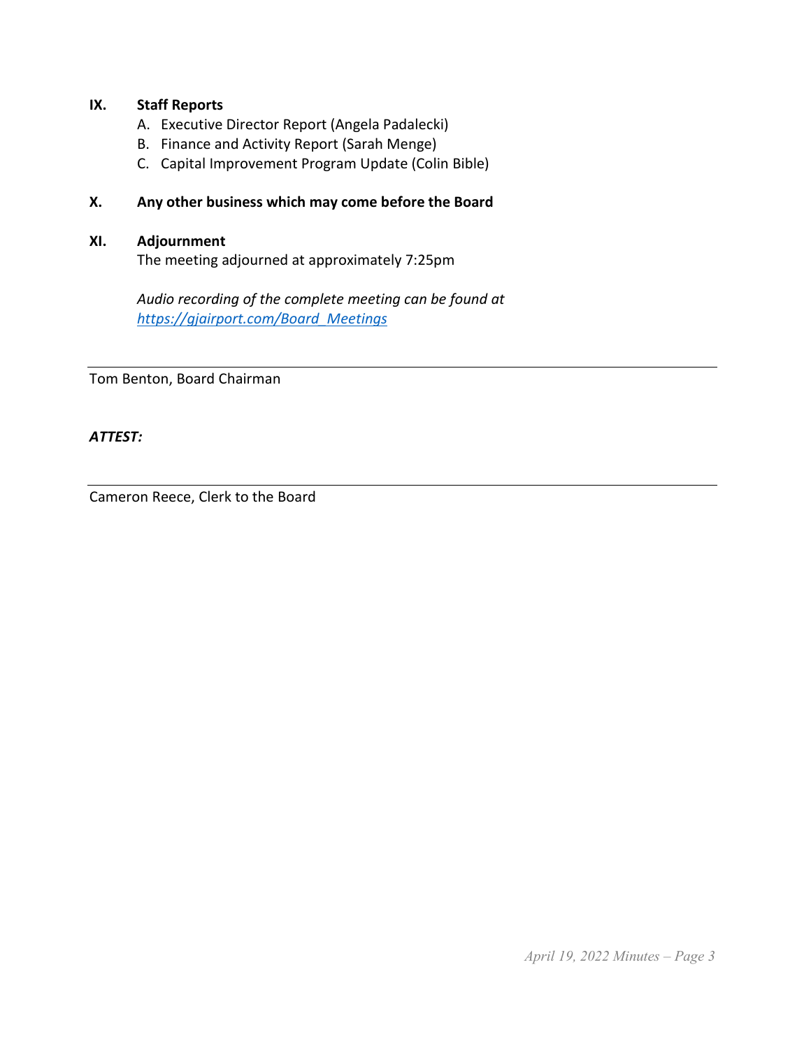**IX. Staff Reports**

A. Executive Director Report (Angela Padalecki)
B. Finance and Activity Report (Sarah Menge)
C. Capital Improvement Program Update (Colin Bible)

**X. Any other business which may come before the Board**

**XI. Adjournment**

The meeting adjourned at approximately 7:25pm

*Audio recording of the complete meeting can be found at [https://gjairport.com/Board_Meetings](https://gjairport.com/Board_Meetings)*

---

Tom Benton, Board Chairman

***ATTEST:***

---

Cameron Reece, Clerk to the Board